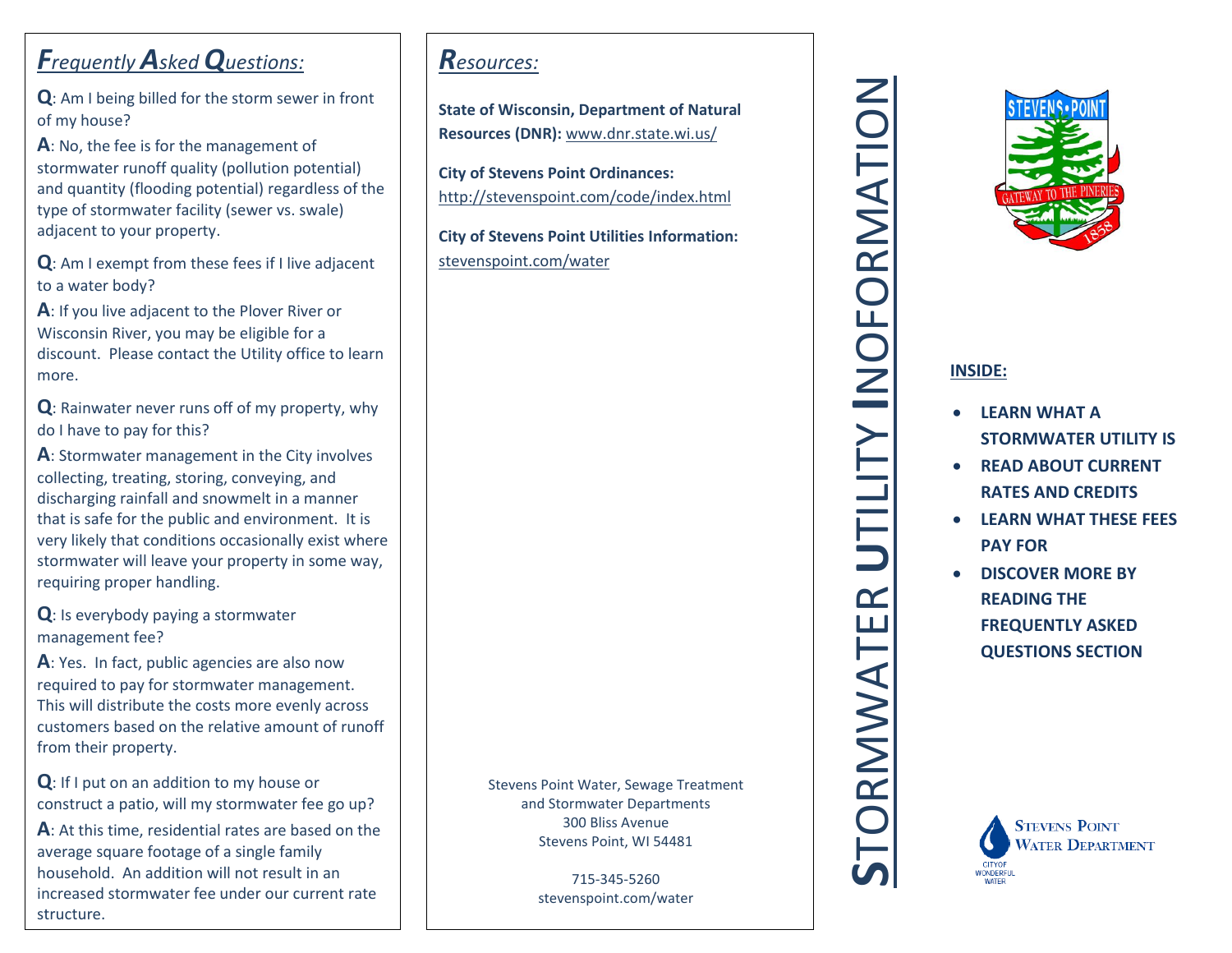## *Frequently Asked Questions:*

**Q**: Am I being billed for the storm sewer in front of my house?

**A**: No, the fee is for the management of stormwater runoff quality (pollution potential) and quantity (flooding potential) regardless of the type of stormwater facility (sewer vs. swale) adjacent to your property.

**Q**: Am I exempt from these fees if I live adjacent to a water body?

**A**: If you live adjacent to the Plover River or Wisconsin River, you may be eligible for a discount. Please contact the Utility office to learn more.

**Q**: Rainwater never runs off of my property, why do I have to pay for this?

**A**: Stormwater management in the City involves collecting, treating, storing, conveying, and discharging rainfall and snowmelt in a manner that is safe for the public and environment. It is very likely that conditions occasionally exist where stormwater will leave your property in some way, requiring proper handling.

**Q**: Is everybody paying a stormwater management fee?

**A**: Yes. In fact, public agencies are also now required to pay for stormwater management. This will distribute the costs more evenly across customers based on the relative amount of runoff from their property.

**Q**: If I put on an addition to my house or construct a patio, will my stormwater fee go up?

**A**: At this time, residential rates are based on the average square footage of a single family household. An addition will not result in an increased stormwater fee under our current rate structure.

## *Resources:*

**State of Wisconsin, Department of Natural Resources (DNR):** www.dnr.state.wi.us/

**City of Stevens Point Ordinances:**
http://stevenspoint.com/code/index.html

**City of Stevens Point Utilities Information:**
stevenspoint.com/water

Stevens Point Water, Sewage Treatment
and Stormwater Departments
300 Bliss Avenue
Stevens Point, WI 54481

715-345-5260
stevenspoint.com/water

# STORMWATER UTILITY INOFORMATION

STEVENS POINT
GATEWAY TO THE PINERIES
1858

**INSIDE:**

- **LEARN WHAT A STORMWATER UTILITY IS**
- **READ ABOUT CURRENT RATES AND CREDITS**
- **LEARN WHAT THESE FEES PAY FOR**
- **DISCOVER MORE BY READING THE FREQUENTLY ASKED QUESTIONS SECTION**

STEVENS POINT WATER DEPARTMENT
CITY OF WONDERFUL WATER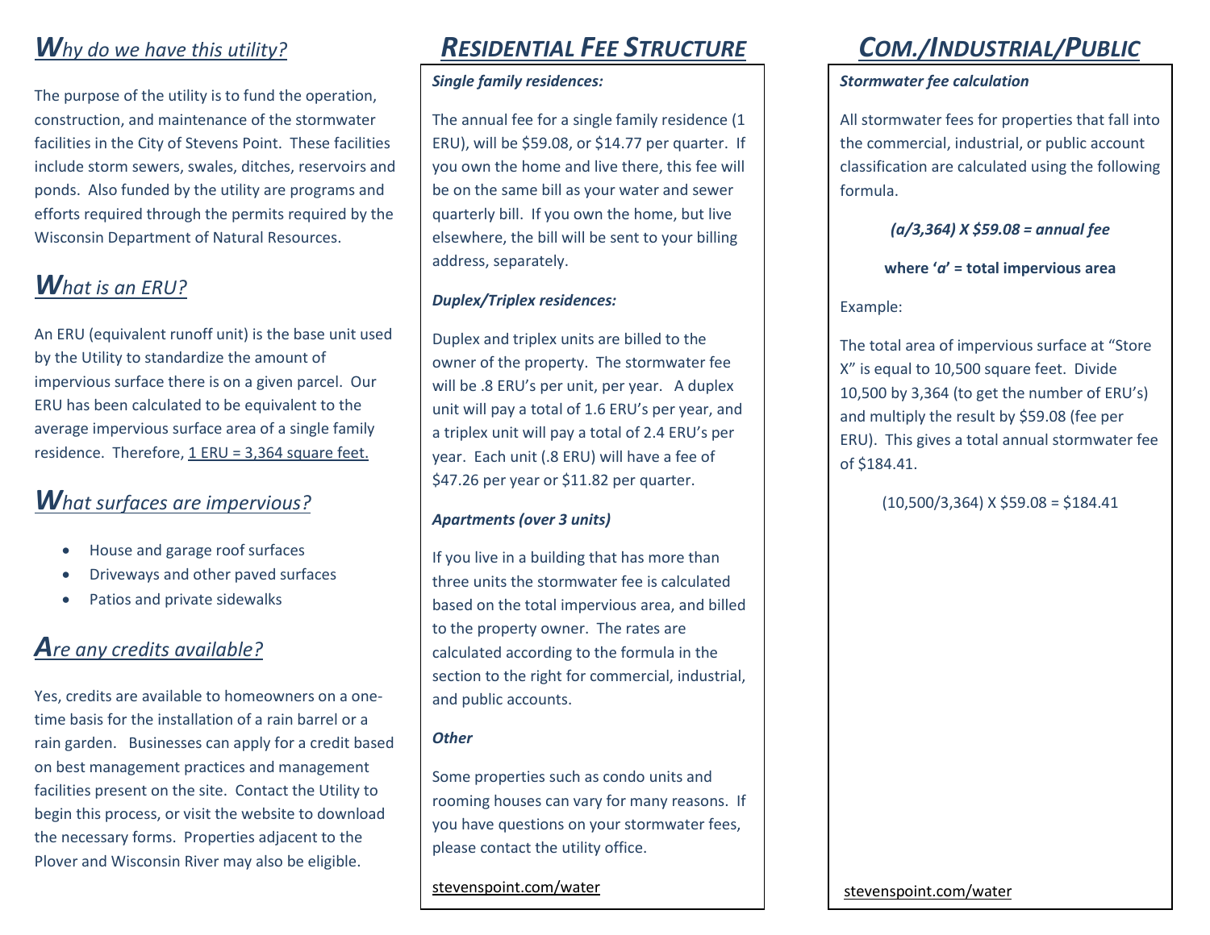## *Why do we have this utility?*

The purpose of the utility is to fund the operation, construction, and maintenance of the stormwater facilities in the City of Stevens Point. These facilities include storm sewers, swales, ditches, reservoirs and ponds. Also funded by the utility are programs and efforts required through the permits required by the Wisconsin Department of Natural Resources.

## *What is an ERU?*

An ERU (equivalent runoff unit) is the base unit used by the Utility to standardize the amount of impervious surface there is on a given parcel. Our ERU has been calculated to be equivalent to the average impervious surface area of a single family residence. Therefore, 1 ERU = 3,364 square feet.

## *What surfaces are impervious?*

- House and garage roof surfaces
- Driveways and other paved surfaces
- Patios and private sidewalks

## *Are any credits available?*

Yes, credits are available to homeowners on a one-time basis for the installation of a rain barrel or a rain garden. Businesses can apply for a credit based on best management practices and management facilities present on the site. Contact the Utility to begin this process, or visit the website to download the necessary forms. Properties adjacent to the Plover and Wisconsin River may also be eligible.

## *RESIDENTIAL FEE STRUCTURE*

***Single family residences:***

The annual fee for a single family residence (1 ERU), will be $59.08, or $14.77 per quarter. If you own the home and live there, this fee will be on the same bill as your water and sewer quarterly bill. If you own the home, but live elsewhere, the bill will be sent to your billing address, separately.

***Duplex/Triplex residences:***

Duplex and triplex units are billed to the owner of the property. The stormwater fee will be .8 ERU's per unit, per year. A duplex unit will pay a total of 1.6 ERU's per year, and a triplex unit will pay a total of 2.4 ERU's per year. Each unit (.8 ERU) will have a fee of $47.26 per year or $11.82 per quarter.

***Apartments (over 3 units)***

If you live in a building that has more than three units the stormwater fee is calculated based on the total impervious area, and billed to the property owner. The rates are calculated according to the formula in the section to the right for commercial, industrial, and public accounts.

***Other***

Some properties such as condo units and rooming houses can vary for many reasons. If you have questions on your stormwater fees, please contact the utility office.

stevenspoint.com/water

## *COM./INDUSTRIAL/PUBLIC*

***Stormwater fee calculation***

All stormwater fees for properties that fall into the commercial, industrial, or public account classification are calculated using the following formula.

***(a/3,364) X $59.08 = annual fee***

**where '*a*' = total impervious area**

Example:

The total area of impervious surface at "Store X" is equal to 10,500 square feet. Divide 10,500 by 3,364 (to get the number of ERU's) and multiply the result by $59.08 (fee per ERU). This gives a total annual stormwater fee of $184.41.

(10,500/3,364) X $59.08 = $184.41

stevenspoint.com/water